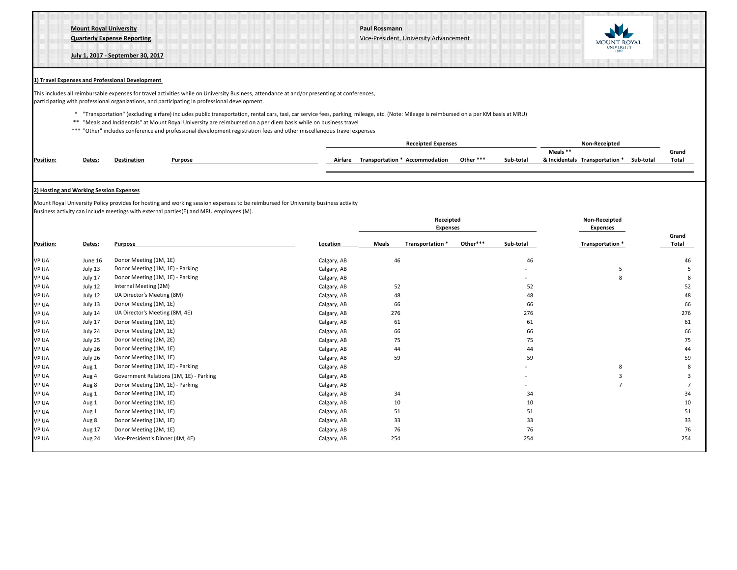**Mount Royal University**
**Quarterly Expense Reporting**

**July 1, 2017 - September 30, 2017**

**Paul Rossmann**
Vice-President, University Advancement

## 1) Travel Expenses and Professional Development

This includes all reimbursable expenses for travel activities while on University Business, attendance at and/or presenting at conferences, participating with professional organizations, and participating in professional development.

\* "Transportation" (excluding airfare) includes public transportation, rental cars, taxi, car service fees, parking, mileage, etc. (Note: Mileage is reimbursed on a per KM basis at MRU)
\*\* "Meals and Incidentals" at Mount Royal University are reimbursed on a per diem basis while on business travel
\*\*\* "Other" includes conference and professional development registration fees and other miscellaneous travel expenses

| | | | | Receipted Expenses | | | | | Non-Receipted | | | |
|---|---|---|---|---|---|---|---|---|---|---|---|---|
| **Position:** | **Dates:** | **Destination** | **Purpose** | **Airfare** | **Transportation \*** | **Accommodation** | **Other \*\*\*** | **Sub-total** | **Meals \*\* & Incidentals** | **Transportation \*** | **Sub-total** | **Grand Total** |

## 2) Hosting and Working Session Expenses

Mount Royal University Policy provides for hosting and working session expenses to be reimbursed for University business activity
Business activity can include meetings with external parties(E) and MRU employees (M).

| | | | | Receipted Expenses | | | | Non-Receipted Expenses | |
|---|---|---|---|---|---|---|---|---|---|
| **Position:** | **Dates:** | **Purpose** | **Location** | **Meals** | **Transportation \*** | **Other\*\*\*** | **Sub-total** | **Transportation \*** | **Grand Total** |
| VP UA | June 16 | Donor Meeting (1M, 1E) | Calgary, AB | 46 | | | 46 | | 46 |
| VP UA | July 13 | Donor Meeting (1M, 1E) - Parking | Calgary, AB | | | | - | 5 | 5 |
| VP UA | July 17 | Donor Meeting (1M, 1E) - Parking | Calgary, AB | | | | - | 8 | 8 |
| VP UA | July 12 | Internal Meeting (2M) | Calgary, AB | 52 | | | 52 | | 52 |
| VP UA | July 12 | UA Director's Meeting (8M) | Calgary, AB | 48 | | | 48 | | 48 |
| VP UA | July 13 | Donor Meeting (1M, 1E) | Calgary, AB | 66 | | | 66 | | 66 |
| VP UA | July 14 | UA Director's Meeting (8M, 4E) | Calgary, AB | 276 | | | 276 | | 276 |
| VP UA | July 17 | Donor Meeting (1M, 1E) | Calgary, AB | 61 | | | 61 | | 61 |
| VP UA | July 24 | Donor Meeting (2M, 1E) | Calgary, AB | 66 | | | 66 | | 66 |
| VP UA | July 25 | Donor Meeting (2M, 2E) | Calgary, AB | 75 | | | 75 | | 75 |
| VP UA | July 26 | Donor Meeting (1M, 1E) | Calgary, AB | 44 | | | 44 | | 44 |
| VP UA | July 26 | Donor Meeting (1M, 1E) | Calgary, AB | 59 | | | 59 | | 59 |
| VP UA | Aug 1 | Donor Meeting (1M, 1E) - Parking | Calgary, AB | | | | - | 8 | 8 |
| VP UA | Aug 4 | Government Relations (1M, 1E) - Parking | Calgary, AB | | | | - | 3 | 3 |
| VP UA | Aug 8 | Donor Meeting (1M, 1E) - Parking | Calgary, AB | | | | - | 7 | 7 |
| VP UA | Aug 1 | Donor Meeting (1M, 1E) | Calgary, AB | 34 | | | 34 | | 34 |
| VP UA | Aug 1 | Donor Meeting (1M, 1E) | Calgary, AB | 10 | | | 10 | | 10 |
| VP UA | Aug 1 | Donor Meeting (1M, 1E) | Calgary, AB | 51 | | | 51 | | 51 |
| VP UA | Aug 8 | Donor Meeting (1M, 1E) | Calgary, AB | 33 | | | 33 | | 33 |
| VP UA | Aug 17 | Donor Meeting (2M, 1E) | Calgary, AB | 76 | | | 76 | | 76 |
| VP UA | Aug 24 | Vice-President's Dinner (4M, 4E) | Calgary, AB | 254 | | | 254 | | 254 |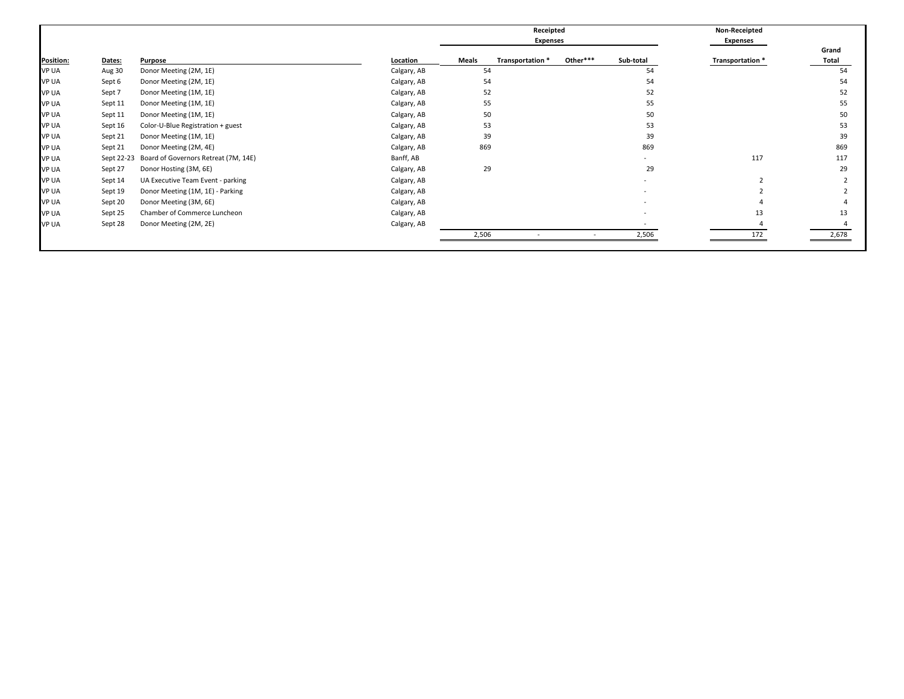| Position: | Dates: | Purpose | Location | Receipted Expenses Meals | Transportation * | Other*** | Sub-total | Non-Receipted Expenses Transportation * | Grand Total |
|---|---|---|---|---|---|---|---|---|---|
| VP UA | Aug 30 | Donor Meeting (2M, 1E) | Calgary, AB | 54 | | | 54 | | 54 |
| VP UA | Sept 6 | Donor Meeting (2M, 1E) | Calgary, AB | 54 | | | 54 | | 54 |
| VP UA | Sept 7 | Donor Meeting (1M, 1E) | Calgary, AB | 52 | | | 52 | | 52 |
| VP UA | Sept 11 | Donor Meeting (1M, 1E) | Calgary, AB | 55 | | | 55 | | 55 |
| VP UA | Sept 11 | Donor Meeting (1M, 1E) | Calgary, AB | 50 | | | 50 | | 50 |
| VP UA | Sept 16 | Color-U-Blue Registration + guest | Calgary, AB | 53 | | | 53 | | 53 |
| VP UA | Sept 21 | Donor Meeting (1M, 1E) | Calgary, AB | 39 | | | 39 | | 39 |
| VP UA | Sept 21 | Donor Meeting (2M, 4E) | Calgary, AB | 869 | | | 869 | | 869 |
| VP UA | Sept 22-23 | Board of Governors Retreat (7M, 14E) | Banff, AB | | | | - | 117 | 117 |
| VP UA | Sept 27 | Donor Hosting (3M, 6E) | Calgary, AB | 29 | | | 29 | | 29 |
| VP UA | Sept 14 | UA Executive Team Event - parking | Calgary, AB | | | | - | 2 | 2 |
| VP UA | Sept 19 | Donor Meeting (1M, 1E) - Parking | Calgary, AB | | | | - | 2 | 2 |
| VP UA | Sept 20 | Donor Meeting (3M, 6E) | Calgary, AB | | | | - | 4 | 4 |
| VP UA | Sept 25 | Chamber of Commerce Luncheon | Calgary, AB | | | | - | 13 | 13 |
| VP UA | Sept 28 | Donor Meeting (2M, 2E) | Calgary, AB | | | | - | 4 | 4 |
| | | | | 2,506 | - | - | 2,506 | 172 | 2,678 |